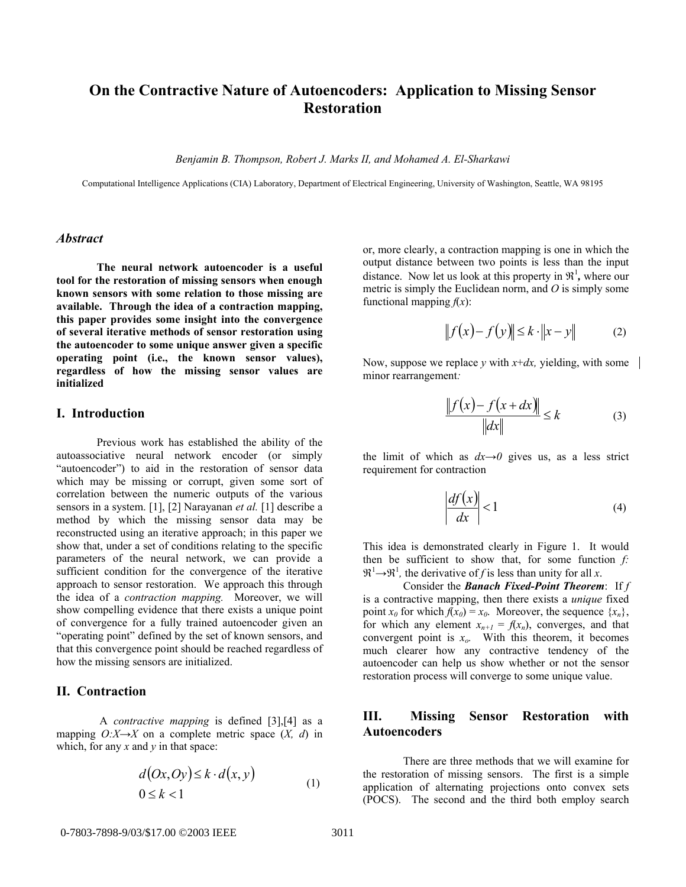# On the Contractive Nature of Autoencoders: Application to Missing Sensor Restoration

*Benjamin B. Thompson, Robert J. Marks II, and Mohamed A. El-Sharkawi*

Computational Intelligence Applications (CIA) Laboratory, Department of Electrical Engineering, University of Washington, Seattle, WA 98195

## *Abstract*

**The neural network autoencoder is a useful tool for the restoration of missing sensors when enough known sensors with some relation to those missing are available. Through the idea of a contraction mapping, this paper provides some insight into the convergence of several iterative methods of sensor restoration using the autoencoder to some unique answer given a specific operating point (i.e., the known sensor values), regardless of how the missing sensor values are initialized**

## I. Introduction

Previous work has established the ability of the autoassociative neural network encoder (or simply "autoencoder") to aid in the restoration of sensor data which may be missing or corrupt, given some sort of correlation between the numeric outputs of the various sensors in a system. [1], [2] Narayanan *et al.* [1] describe a method by which the missing sensor data may be reconstructed using an iterative approach; in this paper we show that, under a set of conditions relating to the specific parameters of the neural network, we can provide a sufficient condition for the convergence of the iterative approach to sensor restoration. We approach this through the idea of a *contraction mapping.* Moreover, we will show compelling evidence that there exists a unique point of convergence for a fully trained autoencoder given an "operating point" defined by the set of known sensors, and that this convergence point should be reached regardless of how the missing sensors are initialized.

## II. Contraction

A *contractive mapping* is defined [3],[4] as a mapping $O:X \to X$ on a complete metric space $(X, d)$ in which, for any $x$ and $y$ in that space:

$$d(Ox, Oy) \le k \cdot d(x, y) \qquad 0 \le k < 1 \tag{1}$$

or, more clearly, a contraction mapping is one in which the output distance between two points is less than the input distance. Now let us look at this property in $\Re^1$**,** where our metric is simply the Euclidean norm, and $O$ is simply some functional mapping $f(x)$:

$$\|f(x) - f(y)\| \le k \cdot \|x - y\| \tag{2}$$

Now, suppose we replace $y$ with $x+dx$, yielding, with some minor rearrangement*:*

$$\frac{\|f(x) - f(x+dx)\|}{\|dx\|} \le k \tag{3}$$

the limit of which as $dx \to 0$ gives us, as a less strict requirement for contraction

$$\left|\frac{df(x)}{dx}\right| < 1 \tag{4}$$

This idea is demonstrated clearly in Figure 1. It would then be sufficient to show that, for some function $f: \Re^1 \to \Re^1$, the derivative of $f$ is less than unity for all $x$.

Consider the ***Banach Fixed-Point Theorem***: If $f$ is a contractive mapping, then there exists a *unique* fixed point $x_0$ for which $f(x_0) = x_0$. Moreover, the sequence $\{x_n\}$, for which any element $x_{n+1} = f(x_n)$, converges, and that convergent point is $x_o$. With this theorem, it becomes much clearer how any contractive tendency of the autoencoder can help us show whether or not the sensor restoration process will converge to some unique value.

## III. Missing Sensor Restoration with Autoencoders

There are three methods that we will examine for the restoration of missing sensors. The first is a simple application of alternating projections onto convex sets (POCS). The second and the third both employ search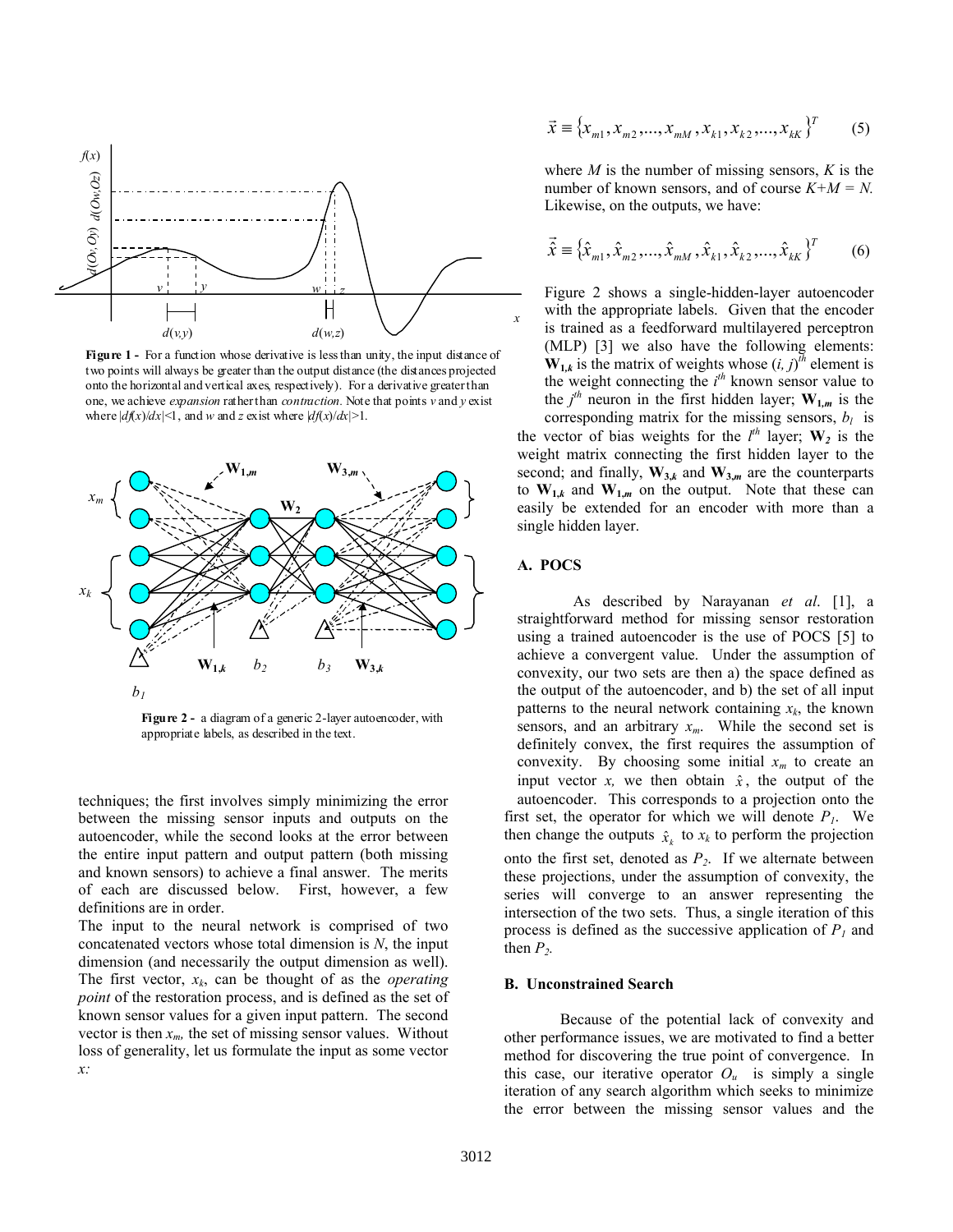**Figure 1 -** For a function whose derivative is less than unity, the input distance of two points will always be greater than the output distance (the distances projected onto the horizontal and vertical axes, respectively). For a derivative greater than one, we achieve *expansion* rather than *contraction*. Note that points $v$ and $y$ exist where $|df(x)/dx|<1$, and $w$ and $z$ exist where $|df(x)/dx|>1$.

**Figure 2 -** a diagram of a generic 2-layer autoencoder, with appropriate labels, as described in the text.

techniques; the first involves simply minimizing the error between the missing sensor inputs and outputs on the autoencoder, while the second looks at the error between the entire input pattern and output pattern (both missing and known sensors) to achieve a final answer. The merits of each are discussed below. First, however, a few definitions are in order.

The input to the neural network is comprised of two concatenated vectors whose total dimension is $N$, the input dimension (and necessarily the output dimension as well). The first vector, $x_k$, can be thought of as the *operating point* of the restoration process, and is defined as the set of known sensor values for a given input pattern. The second vector is then $x_m$, the set of missing sensor values. Without loss of generality, let us formulate the input as some vector $x$:

$$\vec{x} \equiv \{x_{m1}, x_{m2}, ..., x_{mM}, x_{k1}, x_{k2}, ..., x_{kK}\}^T \qquad (5)$$

where $M$ is the number of missing sensors, $K$ is the number of known sensors, and of course $K+M = N$. Likewise, on the outputs, we have:

$$\vec{\hat{x}} \equiv \{\hat{x}_{m1}, \hat{x}_{m2}, ..., \hat{x}_{mM}, \hat{x}_{k1}, \hat{x}_{k2}, ..., \hat{x}_{kK}\}^T \qquad (6)$$

Figure 2 shows a single-hidden-layer autoencoder with the appropriate labels. Given that the encoder is trained as a feedforward multilayered perceptron (MLP) [3] we also have the following elements: $\mathbf{W}_{1,k}$ is the matrix of weights whose $(i, j)^{th}$ element is the weight connecting the $i^{th}$ known sensor value to the $j^{th}$ neuron in the first hidden layer; $\mathbf{W}_{1,m}$ is the corresponding matrix for the missing sensors, $b_l$ is the vector of bias weights for the $l^{th}$ layer; $\mathbf{W}_2$ is the weight matrix connecting the first hidden layer to the second; and finally, $\mathbf{W}_{3,k}$ and $\mathbf{W}_{3,m}$ are the counterparts to $\mathbf{W}_{1,k}$ and $\mathbf{W}_{1,m}$ on the output. Note that these can easily be extended for an encoder with more than a single hidden layer.

### A. POCS

As described by Narayanan *et al*. [1], a straightforward method for missing sensor restoration using a trained autoencoder is the use of POCS [5] to achieve a convergent value. Under the assumption of convexity, our two sets are then a) the space defined as the output of the autoencoder, and b) the set of all input patterns to the neural network containing $x_k$, the known sensors, and an arbitrary $x_m$. While the second set is definitely convex, the first requires the assumption of convexity. By choosing some initial $x_m$ to create an input vector $x$, we then obtain $\hat{x}$, the output of the autoencoder. This corresponds to a projection onto the first set, the operator for which we will denote $P_1$. We then change the outputs $\hat{x}_k$ to $x_k$ to perform the projection onto the first set, denoted as $P_2$. If we alternate between these projections, under the assumption of convexity, the series will converge to an answer representing the intersection of the two sets. Thus, a single iteration of this process is defined as the successive application of $P_1$ and then $P_2$.

### B. Unconstrained Search

Because of the potential lack of convexity and other performance issues, we are motivated to find a better method for discovering the true point of convergence. In this case, our iterative operator $O_u$ is simply a single iteration of any search algorithm which seeks to minimize the error between the missing sensor values and the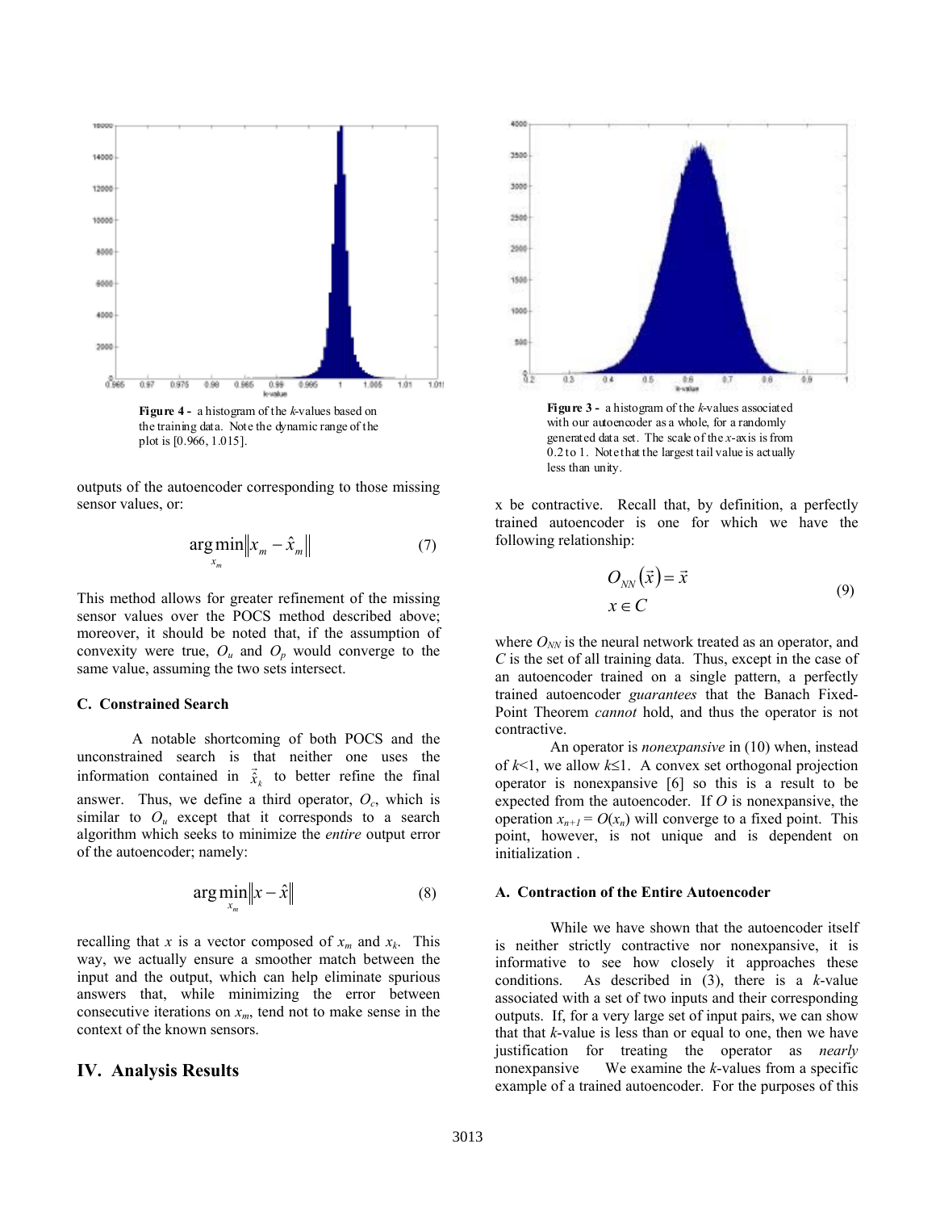Figure 4 - a histogram of the *k*-values based on the training data. Note the dynamic range of the plot is [0.966, 1.015].

outputs of the autoencoder corresponding to those missing sensor values, or:

$$\arg\min_{x_m} \| x_m - \hat{x}_m \| \tag{7}$$

This method allows for greater refinement of the missing sensor values over the POCS method described above; moreover, it should be noted that, if the assumption of convexity were true, $O_u$ and $O_p$ would converge to the same value, assuming the two sets intersect.

### C. Constrained Search

A notable shortcoming of both POCS and the unconstrained search is that neither one uses the information contained in $\vec{\hat{x}}_k$ to better refine the final answer. Thus, we define a third operator, $O_c$, which is similar to $O_u$ except that it corresponds to a search algorithm which seeks to minimize the *entire* output error of the autoencoder; namely:

$$\arg\min_{x_m} \| x - \hat{x} \| \tag{8}$$

recalling that $x$ is a vector composed of $x_m$ and $x_k$. This way, we actually ensure a smoother match between the input and the output, which can help eliminate spurious answers that, while minimizing the error between consecutive iterations on $x_m$, tend not to make sense in the context of the known sensors.

## IV. Analysis Results

Figure 3 - a histogram of the *k*-values associated with our autoencoder as a whole, for a randomly generated data set. The scale of the *x*-axis is from 0.2 to 1. Note that the largest tail value is actually less than unity.

x be contractive. Recall that, by definition, a perfectly trained autoencoder is one for which we have the following relationship:

$$O_{NN}(\vec{x}) = \vec{x}$$
$$x \in C \tag{9}$$

where $O_{NN}$ is the neural network treated as an operator, and $C$ is the set of all training data. Thus, except in the case of an autoencoder trained on a single pattern, a perfectly trained autoencoder *guarantees* that the Banach Fixed-Point Theorem *cannot* hold, and thus the operator is not contractive.

An operator is *nonexpansive* in (10) when, instead of $k<1$, we allow $k \leq 1$. A convex set orthogonal projection operator is nonexpansive [6] so this is a result to be expected from the autoencoder. If $O$ is nonexpansive, the operation $x_{n+1} = O(x_n)$ will converge to a fixed point. This point, however, is not unique and is dependent on initialization .

### A. Contraction of the Entire Autoencoder

While we have shown that the autoencoder itself is neither strictly contractive nor nonexpansive, it is informative to see how closely it approaches these conditions. As described in (3), there is a *k*-value associated with a set of two inputs and their corresponding outputs. If, for a very large set of input pairs, we can show that that *k*-value is less than or equal to one, then we have justification for treating the operator as *nearly* nonexpansive We examine the *k*-values from a specific example of a trained autoencoder. For the purposes of this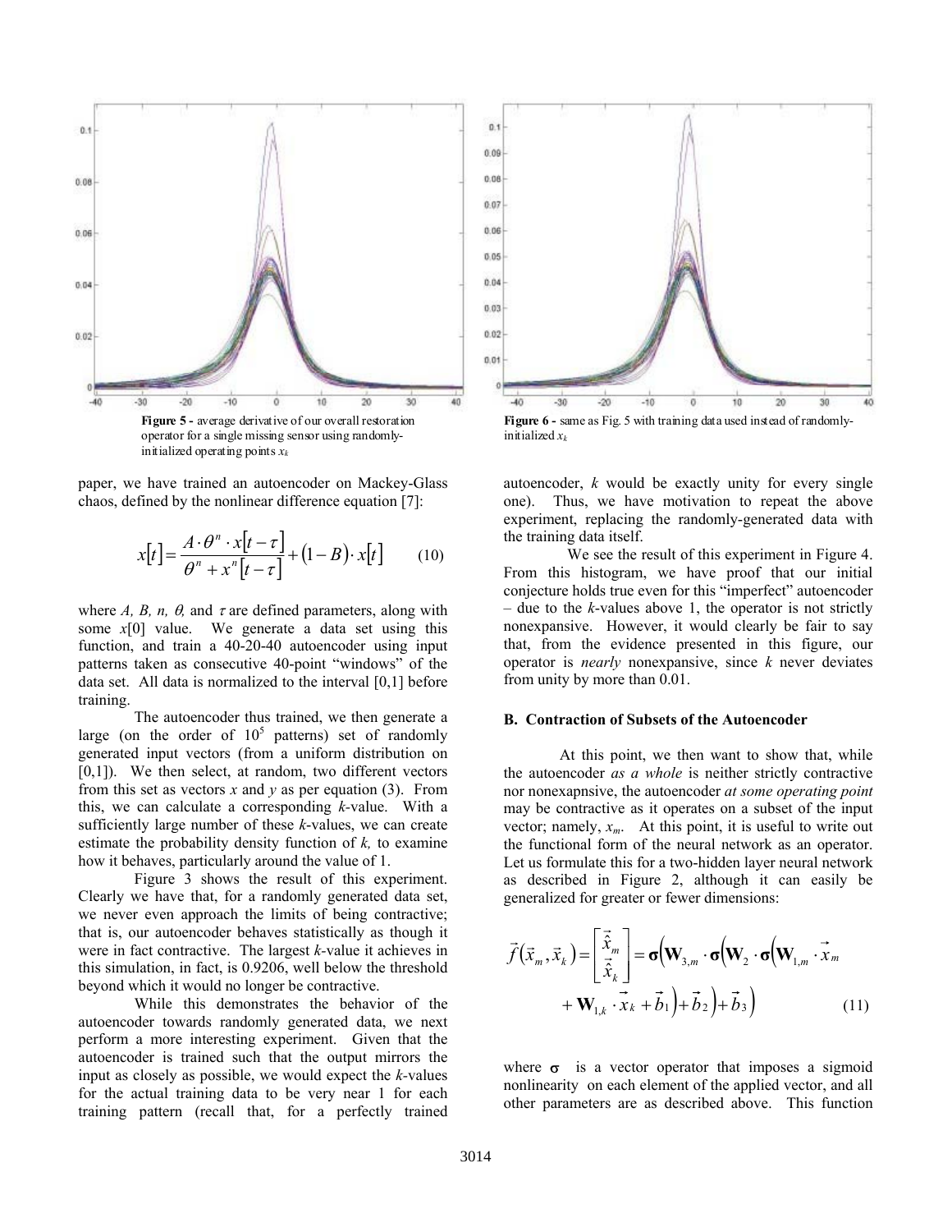Figure 5 - average derivative of our overall restoration operator for a single missing sensor using randomly-initialized operating points $x_k$

Figure 6 - same as Fig. 5 with training data used instead of randomly-initialized $x_k$

paper, we have trained an autoencoder on Mackey-Glass chaos, defined by the nonlinear difference equation [7]:

$$x[t] = \frac{A \cdot \theta^n \cdot x[t-\tau]}{\theta^n + x^n[t-\tau]} + (1-B) \cdot x[t] \tag{10}$$

where *A, B, n, θ,* and *τ* are defined parameters, along with some $x[0]$ value. We generate a data set using this function, and train a 40-20-40 autoencoder using input patterns taken as consecutive 40-point "windows" of the data set. All data is normalized to the interval [0,1] before training.

The autoencoder thus trained, we then generate a large (on the order of $10^5$ patterns) set of randomly generated input vectors (from a uniform distribution on [0,1]). We then select, at random, two different vectors from this set as vectors *x* and *y* as per equation (3). From this, we can calculate a corresponding *k*-value. With a sufficiently large number of these *k*-values, we can create estimate the probability density function of *k,* to examine how it behaves, particularly around the value of 1.

Figure 3 shows the result of this experiment. Clearly we have that, for a randomly generated data set, we never even approach the limits of being contractive; that is, our autoencoder behaves statistically as though it were in fact contractive. The largest *k*-value it achieves in this simulation, in fact, is 0.9206, well below the threshold beyond which it would no longer be contractive.

While this demonstrates the behavior of the autoencoder towards randomly generated data, we next perform a more interesting experiment. Given that the autoencoder is trained such that the output mirrors the input as closely as possible, we would expect the *k*-values for the actual training data to be very near 1 for each training pattern (recall that, for a perfectly trained autoencoder, *k* would be exactly unity for every single one). Thus, we have motivation to repeat the above experiment, replacing the randomly-generated data with the training data itself.

We see the result of this experiment in Figure 4. From this histogram, we have proof that our initial conjecture holds true even for this "imperfect" autoencoder – due to the *k*-values above 1, the operator is not strictly nonexpansive. However, it would clearly be fair to say that, from the evidence presented in this figure, our operator is *nearly* nonexpansive, since *k* never deviates from unity by more than 0.01.

**B. Contraction of Subsets of the Autoencoder**

At this point, we then want to show that, while the autoencoder *as a whole* is neither strictly contractive nor nonexapnsive, the autoencoder *at some operating point* may be contractive as it operates on a subset of the input vector; namely, $x_m$. At this point, it is useful to write out the functional form of the neural network as an operator. Let us formulate this for a two-hidden layer neural network as described in Figure 2, although it can easily be generalized for greater or fewer dimensions:

$$\vec{f}(\vec{x}_m, \vec{x}_k) = \begin{bmatrix} \hat{\vec{x}}_m \\ \hat{\vec{x}}_k \end{bmatrix} = \boldsymbol{\sigma}\Big(\mathbf{W}_{3,m} \cdot \boldsymbol{\sigma}\Big(\mathbf{W}_2 \cdot \boldsymbol{\sigma}\Big(\mathbf{W}_{1,m} \cdot \vec{x}_m + \mathbf{W}_{1,k} \cdot \vec{x}_k + \vec{b}_1\Big) + \vec{b}_2\Big) + \vec{b}_3\Big) \tag{11}$$

where $\boldsymbol{\sigma}$ is a vector operator that imposes a sigmoid nonlinearity on each element of the applied vector, and all other parameters are as described above. This function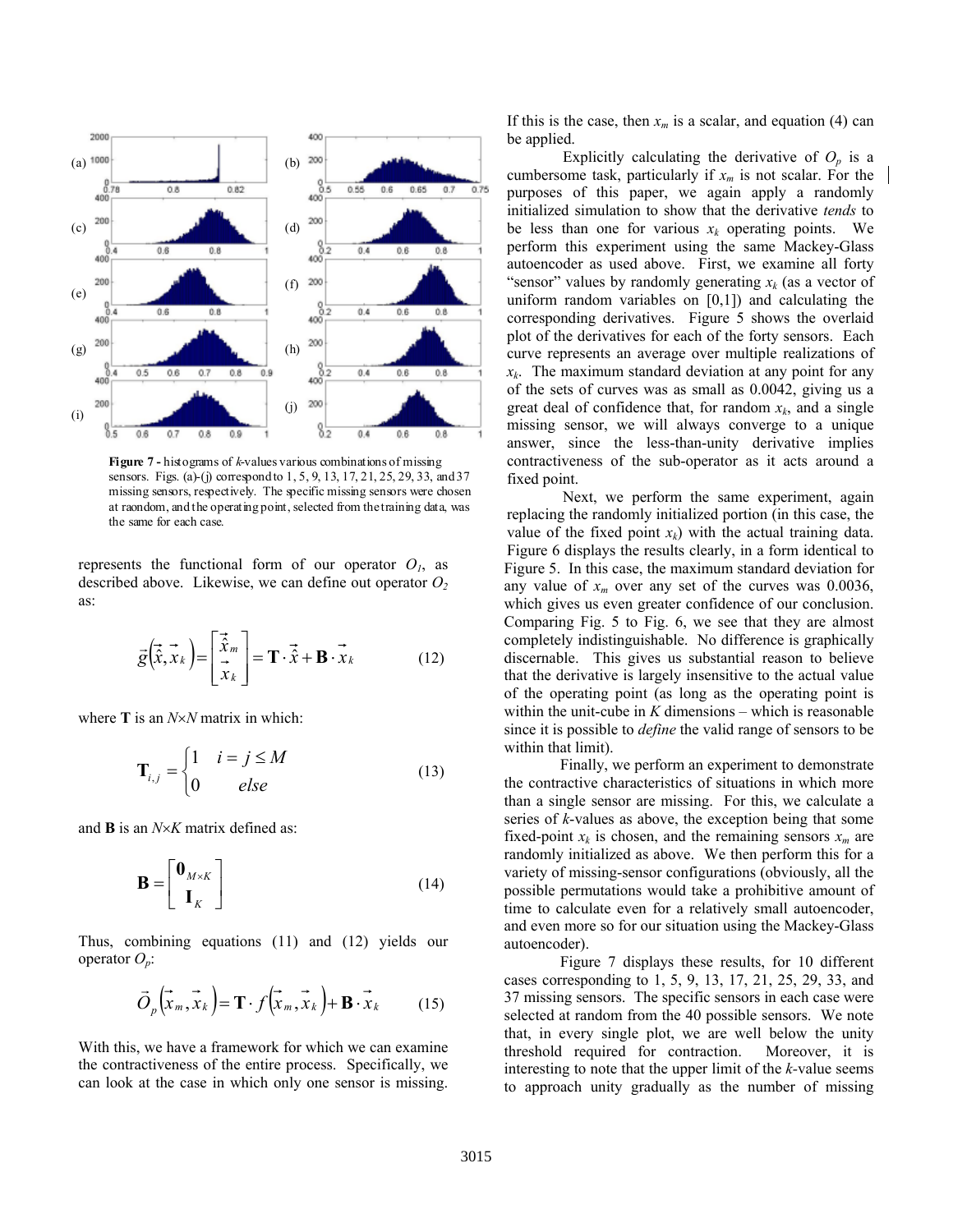Figure 7 - histograms of $k$-values various combinations of missing sensors. Figs. (a)-(j) correspond to 1, 5, 9, 13, 17, 21, 25, 29, 33, and 37 missing sensors, respectively. The specific missing sensors were chosen at raondom, and the operating point, selected from the training data, was the same for each case.

represents the functional form of our operator $O_1$, as described above. Likewise, we can define out operator $O_2$ as:

$$\vec{g}\left(\vec{\hat{x}}, \vec{x}_k\right) = \begin{bmatrix} \vec{\hat{x}}_m \\ \vec{x}_k \end{bmatrix} = \mathbf{T} \cdot \vec{\hat{x}} + \mathbf{B} \cdot \vec{x}_k \tag{12}$$

where $\mathbf{T}$ is an $N \times N$ matrix in which:

$$\mathbf{T}_{i,j} = \begin{cases} 1 & i = j \leq M \\ 0 & else \end{cases} \tag{13}$$

and $\mathbf{B}$ is an $N \times K$ matrix defined as:

$$\mathbf{B} = \begin{bmatrix} \mathbf{0}_{M \times K} \\ \mathbf{I}_K \end{bmatrix} \tag{14}$$

Thus, combining equations (11) and (12) yields our operator $O_p$:

$$\vec{O}_p\left(\vec{x}_m, \vec{x}_k\right) = \mathbf{T} \cdot f\left(\vec{x}_m, \vec{x}_k\right) + \mathbf{B} \cdot \vec{x}_k \tag{15}$$

With this, we have a framework for which we can examine the contractiveness of the entire process. Specifically, we can look at the case in which only one sensor is missing. If this is the case, then $x_m$ is a scalar, and equation (4) can be applied.

Explicitly calculating the derivative of $O_p$ is a cumbersome task, particularly if $x_m$ is not scalar. For the purposes of this paper, we again apply a randomly initialized simulation to show that the derivative *tends* to be less than one for various $x_k$ operating points. We perform this experiment using the same Mackey-Glass autoencoder as used above. First, we examine all forty "sensor" values by randomly generating $x_k$ (as a vector of uniform random variables on [0,1]) and calculating the corresponding derivatives. Figure 5 shows the overlaid plot of the derivatives for each of the forty sensors. Each curve represents an average over multiple realizations of $x_k$. The maximum standard deviation at any point for any of the sets of curves was as small as 0.0042, giving us a great deal of confidence that, for random $x_k$, and a single missing sensor, we will always converge to a unique answer, since the less-than-unity derivative implies contractiveness of the sub-operator as it acts around a fixed point.

Next, we perform the same experiment, again replacing the randomly initialized portion (in this case, the value of the fixed point $x_k$) with the actual training data. Figure 6 displays the results clearly, in a form identical to Figure 5. In this case, the maximum standard deviation for any value of $x_m$ over any set of the curves was 0.0036, which gives us even greater confidence of our conclusion. Comparing Fig. 5 to Fig. 6, we see that they are almost completely indistinguishable. No difference is graphically discernable. This gives us substantial reason to believe that the derivative is largely insensitive to the actual value of the operating point (as long as the operating point is within the unit-cube in $K$ dimensions – which is reasonable since it is possible to *define* the valid range of sensors to be within that limit).

Finally, we perform an experiment to demonstrate the contractive characteristics of situations in which more than a single sensor are missing. For this, we calculate a series of $k$-values as above, the exception being that some fixed-point $x_k$ is chosen, and the remaining sensors $x_m$ are randomly initialized as above. We then perform this for a variety of missing-sensor configurations (obviously, all the possible permutations would take a prohibitive amount of time to calculate even for a relatively small autoencoder, and even more so for our situation using the Mackey-Glass autoencoder).

Figure 7 displays these results, for 10 different cases corresponding to 1, 5, 9, 13, 17, 21, 25, 29, 33, and 37 missing sensors. The specific sensors in each case were selected at random from the 40 possible sensors. We note that, in every single plot, we are well below the unity threshold required for contraction. Moreover, it is interesting to note that the upper limit of the $k$-value seems to approach unity gradually as the number of missing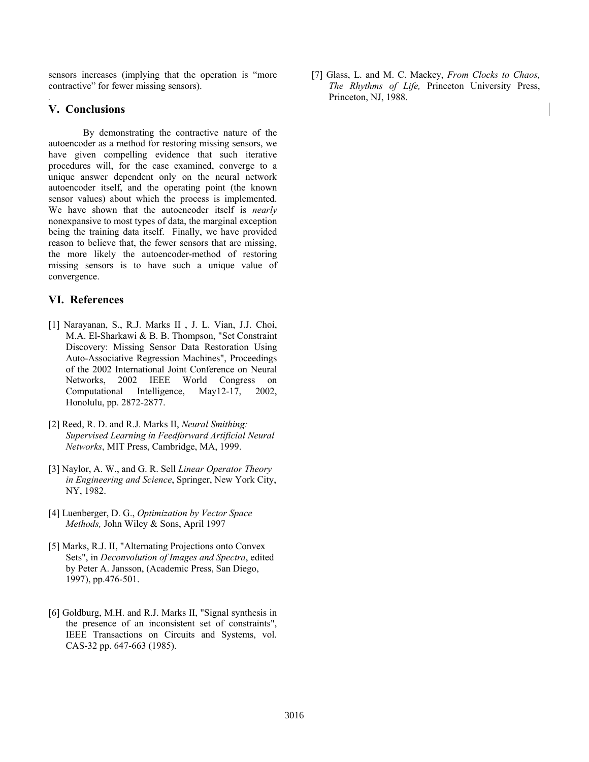sensors increases (implying that the operation is "more contractive" for fewer missing sensors).

## V. Conclusions

By demonstrating the contractive nature of the autoencoder as a method for restoring missing sensors, we have given compelling evidence that such iterative procedures will, for the case examined, converge to a unique answer dependent only on the neural network autoencoder itself, and the operating point (the known sensor values) about which the process is implemented. We have shown that the autoencoder itself is *nearly* nonexpansive to most types of data, the marginal exception being the training data itself. Finally, we have provided reason to believe that, the fewer sensors that are missing, the more likely the autoencoder-method of restoring missing sensors is to have such a unique value of convergence.

## VI. References

[1] Narayanan, S., R.J. Marks II , J. L. Vian, J.J. Choi, M.A. El-Sharkawi & B. B. Thompson, "Set Constraint Discovery: Missing Sensor Data Restoration Using Auto-Associative Regression Machines", Proceedings of the 2002 International Joint Conference on Neural Networks, 2002 IEEE World Congress on Computational Intelligence, May12-17, 2002, Honolulu, pp. 2872-2877.

[2] Reed, R. D. and R.J. Marks II, *Neural Smithing: Supervised Learning in Feedforward Artificial Neural Networks*, MIT Press, Cambridge, MA, 1999.

[3] Naylor, A. W., and G. R. Sell *Linear Operator Theory in Engineering and Science*, Springer, New York City, NY, 1982.

[4] Luenberger, D. G., *Optimization by Vector Space Methods,* John Wiley & Sons, April 1997

[5] Marks, R.J. II, "Alternating Projections onto Convex Sets", in *Deconvolution of Images and Spectra*, edited by Peter A. Jansson, (Academic Press, San Diego, 1997), pp.476-501.

[6] Goldburg, M.H. and R.J. Marks II, "Signal synthesis in the presence of an inconsistent set of constraints", IEEE Transactions on Circuits and Systems, vol. CAS-32 pp. 647-663 (1985).

[7] Glass, L. and M. C. Mackey, *From Clocks to Chaos, The Rhythms of Life,* Princeton University Press, Princeton, NJ, 1988.